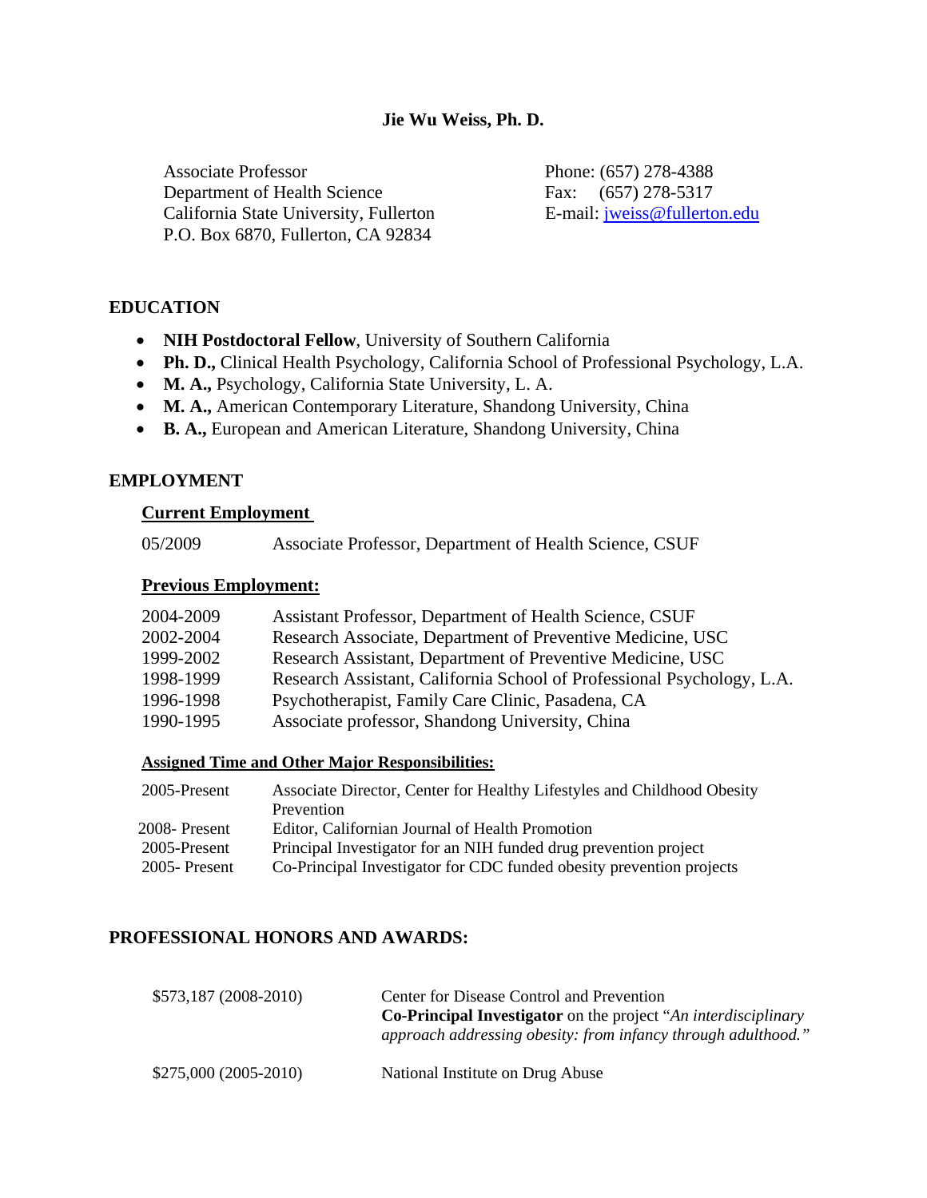# Jie Wu Weiss, Ph. D.

Associate Professor
Department of Health Science
California State University, Fullerton
P.O. Box 6870, Fullerton, CA 92834

Phone: (657) 278-4388
Fax: (657) 278-5317
E-mail: jweiss@fullerton.edu

## EDUCATION

- **NIH Postdoctoral Fellow**, University of Southern California
- **Ph. D.,** Clinical Health Psychology, California School of Professional Psychology, L.A.
- **M. A.,** Psychology, California State University, L. A.
- **M. A.,** American Contemporary Literature, Shandong University, China
- **B. A.,** European and American Literature, Shandong University, China

## EMPLOYMENT

### Current Employment

| | |
|---|---|
| 05/2009 | Associate Professor, Department of Health Science, CSUF |

### Previous Employment:

| | |
|---|---|
| 2004-2009 | Assistant Professor, Department of Health Science, CSUF |
| 2002-2004 | Research Associate, Department of Preventive Medicine, USC |
| 1999-2002 | Research Assistant, Department of Preventive Medicine, USC |
| 1998-1999 | Research Assistant, California School of Professional Psychology, L.A. |
| 1996-1998 | Psychotherapist, Family Care Clinic, Pasadena, CA |
| 1990-1995 | Associate professor, Shandong University, China |

### Assigned Time and Other Major Responsibilities:

| | |
|---|---|
| 2005-Present | Associate Director, Center for Healthy Lifestyles and Childhood Obesity Prevention |
| 2008- Present | Editor, Californian Journal of Health Promotion |
| 2005-Present | Principal Investigator for an NIH funded drug prevention project |
| 2005- Present | Co-Principal Investigator for CDC funded obesity prevention projects |

## PROFESSIONAL HONORS AND AWARDS:

| | |
|---|---|
| $573,187 (2008-2010) | Center for Disease Control and Prevention<br>**Co-Principal Investigator** on the project "*An interdisciplinary approach addressing obesity: from infancy through adulthood.*" |
| $275,000 (2005-2010) | National Institute on Drug Abuse |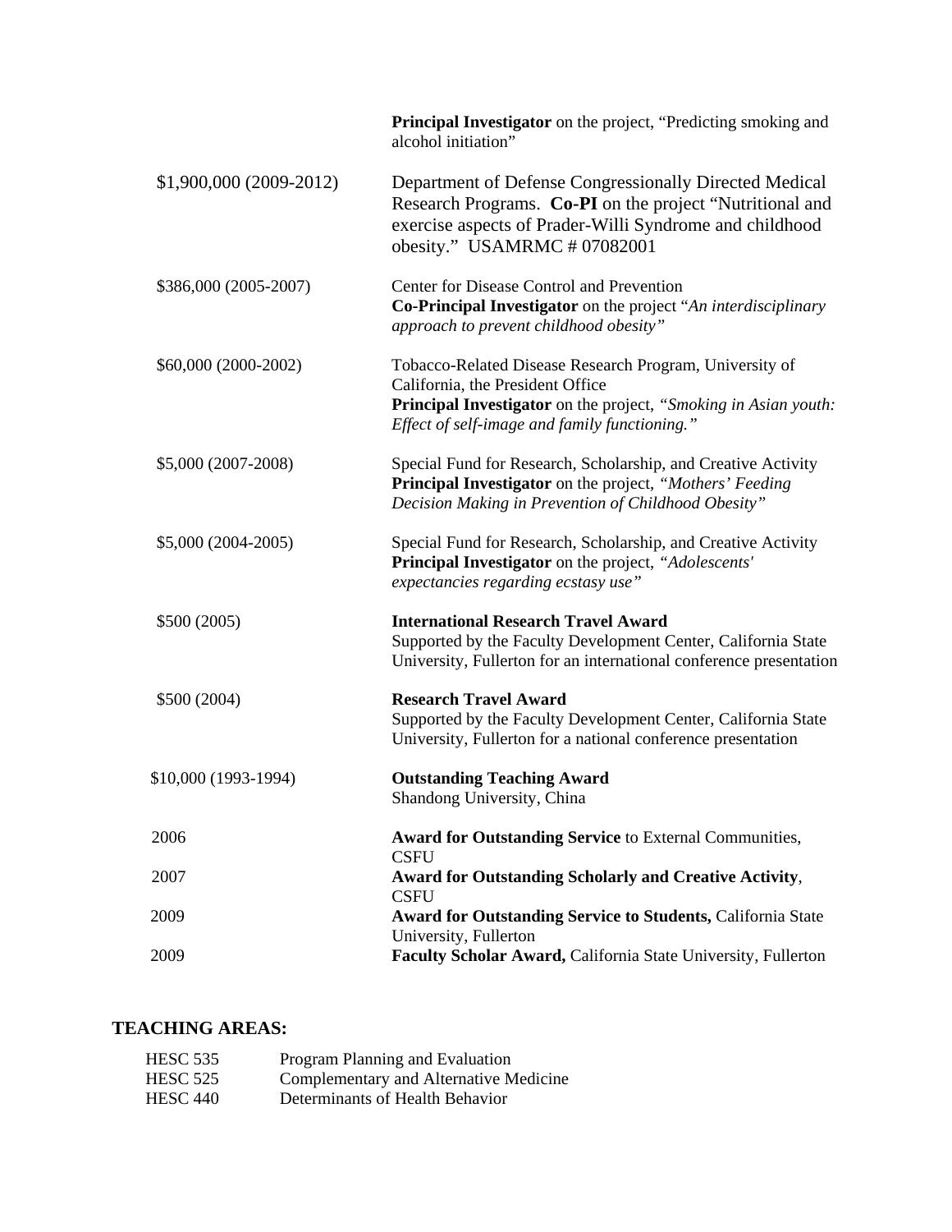| | |
|---|---|
| | **Principal Investigator** on the project, "Predicting smoking and alcohol initiation" |
| $1,900,000 (2009-2012) | Department of Defense Congressionally Directed Medical Research Programs. **Co-PI** on the project "Nutritional and exercise aspects of Prader-Willi Syndrome and childhood obesity." USAMRMC # 07082001 |
| $386,000 (2005-2007) | Center for Disease Control and Prevention<br>**Co-Principal Investigator** on the project "*An interdisciplinary approach to prevent childhood obesity"* |
| $60,000 (2000-2002) | Tobacco-Related Disease Research Program, University of California, the President Office<br>**Principal Investigator** on the project, *"Smoking in Asian youth: Effect of self-image and family functioning."* |
| $5,000 (2007-2008) | Special Fund for Research, Scholarship, and Creative Activity<br>**Principal Investigator** on the project, *"Mothers' Feeding Decision Making in Prevention of Childhood Obesity"* |
| $5,000 (2004-2005) | Special Fund for Research, Scholarship, and Creative Activity<br>**Principal Investigator** on the project, *"Adolescents' expectancies regarding ecstasy use"* |
| $500 (2005) | **International Research Travel Award**<br>Supported by the Faculty Development Center, California State University, Fullerton for an international conference presentation |
| $500 (2004) | **Research Travel Award**<br>Supported by the Faculty Development Center, California State University, Fullerton for a national conference presentation |
| $10,000 (1993-1994) | **Outstanding Teaching Award**<br>Shandong University, China |
| 2006 | **Award for Outstanding Service** to External Communities, CSFU |
| 2007 | **Award for Outstanding Scholarly and Creative Activity**, CSFU |
| 2009 | **Award for Outstanding Service to Students,** California State University, Fullerton |
| 2009 | **Faculty Scholar Award,** California State University, Fullerton |

## TEACHING AREAS:

| | |
|---|---|
| HESC 535 | Program Planning and Evaluation |
| HESC 525 | Complementary and Alternative Medicine |
| HESC 440 | Determinants of Health Behavior |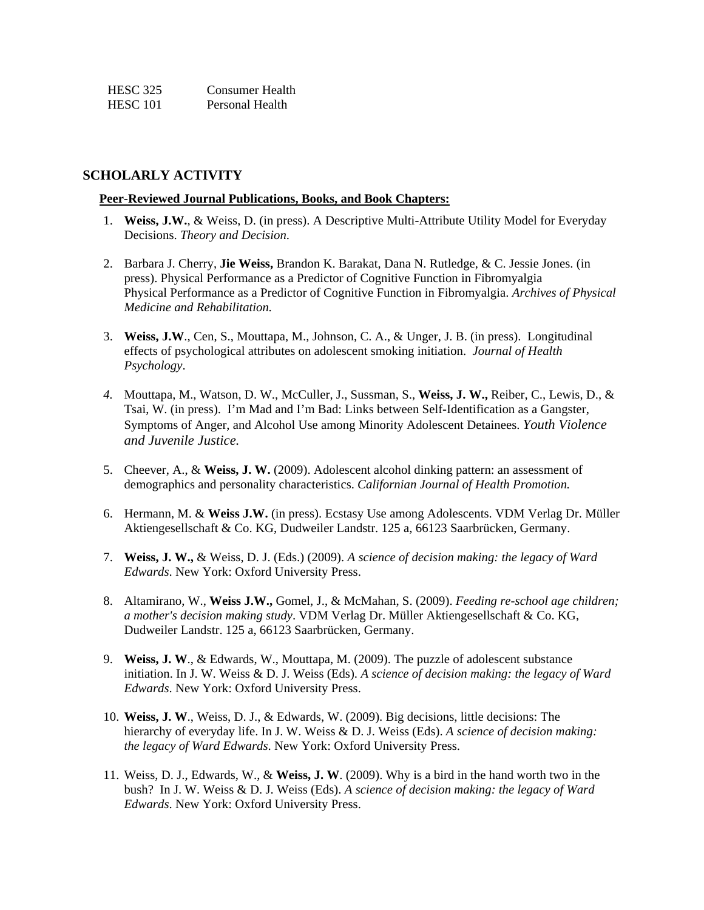| | |
|---|---|
| HESC 325 | Consumer Health |
| HESC 101 | Personal Health |

## SCHOLARLY ACTIVITY

### Peer-Reviewed Journal Publications, Books, and Book Chapters:

1. **Weiss, J.W.**, & Weiss, D. (in press). A Descriptive Multi-Attribute Utility Model for Everyday Decisions. *Theory and Decision.*

2. Barbara J. Cherry, **Jie Weiss,** Brandon K. Barakat, Dana N. Rutledge, & C. Jessie Jones. (in press). Physical Performance as a Predictor of Cognitive Function in Fibromyalgia Physical Performance as a Predictor of Cognitive Function in Fibromyalgia. *Archives of Physical Medicine and Rehabilitation.*

3. **Weiss, J.W**., Cen, S., Mouttapa, M., Johnson, C. A., & Unger, J. B. (in press). Longitudinal effects of psychological attributes on adolescent smoking initiation. *Journal of Health Psychology*.

4. Mouttapa, M., Watson, D. W., McCuller, J., Sussman, S., **Weiss, J. W.,** Reiber, C., Lewis, D., & Tsai, W. (in press). I'm Mad and I'm Bad: Links between Self-Identification as a Gangster, Symptoms of Anger, and Alcohol Use among Minority Adolescent Detainees. *Youth Violence and Juvenile Justice.*

5. Cheever, A., & **Weiss, J. W.** (2009). Adolescent alcohol dinking pattern: an assessment of demographics and personality characteristics. *Californian Journal of Health Promotion.*

6. Hermann, M. & **Weiss J.W.** (in press). Ecstasy Use among Adolescents. VDM Verlag Dr. Müller Aktiengesellschaft & Co. KG, Dudweiler Landstr. 125 a, 66123 Saarbrücken, Germany.

7. **Weiss, J. W.,** & Weiss, D. J. (Eds.) (2009). *A science of decision making: the legacy of Ward Edwards*. New York: Oxford University Press.

8. Altamirano, W., **Weiss J.W.,** Gomel, J., & McMahan, S. (2009). *Feeding re-school age children; a mother's decision making study*. VDM Verlag Dr. Müller Aktiengesellschaft & Co. KG, Dudweiler Landstr. 125 a, 66123 Saarbrücken, Germany.

9. **Weiss, J. W**., & Edwards, W., Mouttapa, M. (2009). The puzzle of adolescent substance initiation. In J. W. Weiss & D. J. Weiss (Eds). *A science of decision making: the legacy of Ward Edwards*. New York: Oxford University Press.

10. **Weiss, J. W**., Weiss, D. J., & Edwards, W. (2009). Big decisions, little decisions: The hierarchy of everyday life. In J. W. Weiss & D. J. Weiss (Eds). *A science of decision making: the legacy of Ward Edwards*. New York: Oxford University Press.

11. Weiss, D. J., Edwards, W., & **Weiss, J. W**. (2009). Why is a bird in the hand worth two in the bush? In J. W. Weiss & D. J. Weiss (Eds). *A science of decision making: the legacy of Ward Edwards*. New York: Oxford University Press.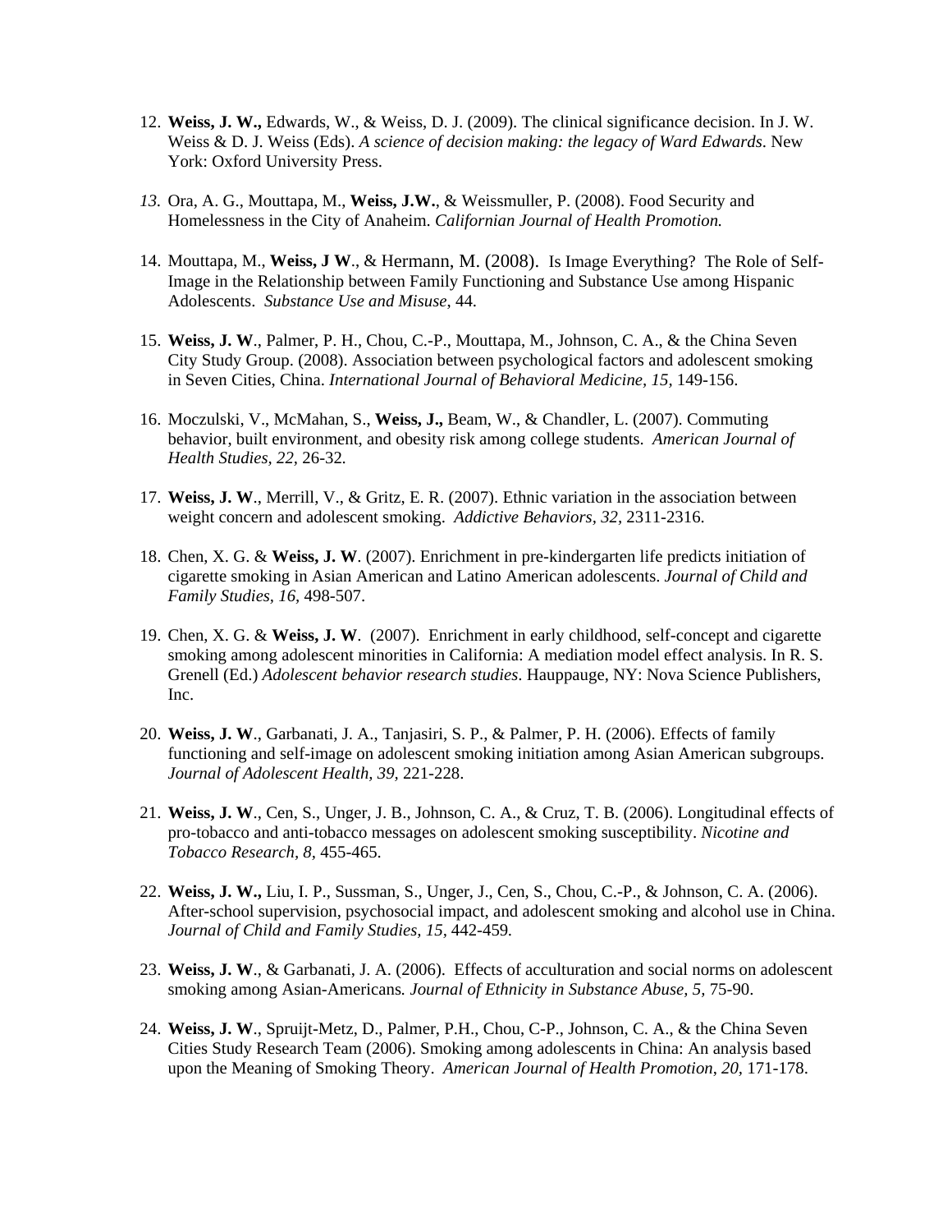12. **Weiss, J. W.,** Edwards, W., & Weiss, D. J. (2009). The clinical significance decision. In J. W. Weiss & D. J. Weiss (Eds). *A science of decision making: the legacy of Ward Edwards*. New York: Oxford University Press.

13. Ora, A. G., Mouttapa, M., **Weiss, J.W.**, & Weissmuller, P. (2008). Food Security and Homelessness in the City of Anaheim. *Californian Journal of Health Promotion.*

14. Mouttapa, M., **Weiss, J W**., & Hermann, M. (2008). Is Image Everything? The Role of Self-Image in the Relationship between Family Functioning and Substance Use among Hispanic Adolescents. *Substance Use and Misuse*, 44.

15. **Weiss, J. W**., Palmer, P. H., Chou, C.-P., Mouttapa, M., Johnson, C. A., & the China Seven City Study Group. (2008). Association between psychological factors and adolescent smoking in Seven Cities, China. *International Journal of Behavioral Medicine, 15*, 149-156.

16. Moczulski, V., McMahan, S., **Weiss, J.,** Beam, W., & Chandler, L. (2007). Commuting behavior, built environment, and obesity risk among college students. *American Journal of Health Studies, 22*, 26-32.

17. **Weiss, J. W**., Merrill, V., & Gritz, E. R. (2007). Ethnic variation in the association between weight concern and adolescent smoking. *Addictive Behaviors, 32*, 2311-2316.

18. Chen, X. G. & **Weiss, J. W**. (2007). Enrichment in pre-kindergarten life predicts initiation of cigarette smoking in Asian American and Latino American adolescents. *Journal of Child and Family Studies, 16*, 498-507.

19. Chen, X. G. & **Weiss, J. W**. (2007). Enrichment in early childhood, self-concept and cigarette smoking among adolescent minorities in California: A mediation model effect analysis. In R. S. Grenell (Ed.) *Adolescent behavior research studies*. Hauppauge, NY: Nova Science Publishers, Inc.

20. **Weiss, J. W**., Garbanati, J. A., Tanjasiri, S. P., & Palmer, P. H. (2006). Effects of family functioning and self-image on adolescent smoking initiation among Asian American subgroups. *Journal of Adolescent Health, 39*, 221-228.

21. **Weiss, J. W**., Cen, S., Unger, J. B., Johnson, C. A., & Cruz, T. B. (2006). Longitudinal effects of pro-tobacco and anti-tobacco messages on adolescent smoking susceptibility. *Nicotine and Tobacco Research, 8*, 455-465.

22. **Weiss, J. W.,** Liu, I. P., Sussman, S., Unger, J., Cen, S., Chou, C.-P., & Johnson, C. A. (2006). After-school supervision, psychosocial impact, and adolescent smoking and alcohol use in China. *Journal of Child and Family Studies, 15*, 442-459.

23. **Weiss, J. W**., & Garbanati, J. A. (2006). Effects of acculturation and social norms on adolescent smoking among Asian-Americans. *Journal of Ethnicity in Substance Abuse, 5*, 75-90.

24. **Weiss, J. W**., Spruijt-Metz, D., Palmer, P.H., Chou, C-P., Johnson, C. A., & the China Seven Cities Study Research Team (2006). Smoking among adolescents in China: An analysis based upon the Meaning of Smoking Theory. *American Journal of Health Promotion*, *20*, 171-178.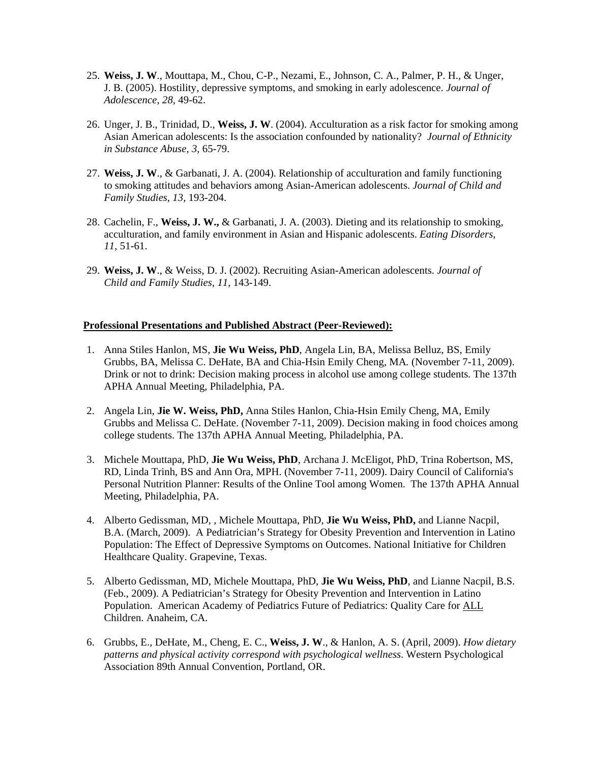25. **Weiss, J. W**., Mouttapa, M., Chou, C-P., Nezami, E., Johnson, C. A., Palmer, P. H., & Unger, J. B. (2005). Hostility, depressive symptoms, and smoking in early adolescence. *Journal of Adolescence, 28*, 49-62.

26. Unger, J. B., Trinidad, D., **Weiss, J. W**. (2004). Acculturation as a risk factor for smoking among Asian American adolescents: Is the association confounded by nationality? *Journal of Ethnicity in Substance Abuse, 3,* 65-79.

27. **Weiss, J. W**., & Garbanati, J. A. (2004). Relationship of acculturation and family functioning to smoking attitudes and behaviors among Asian-American adolescents. *Journal of Child and Family Studies, 13,* 193-204.

28. Cachelin, F., **Weiss, J. W.,** & Garbanati, J. A. (2003). Dieting and its relationship to smoking, acculturation, and family environment in Asian and Hispanic adolescents. *Eating Disorders, 11,* 51-61.

29. **Weiss, J. W**., & Weiss, D. J. (2002). Recruiting Asian-American adolescents. *Journal of Child and Family Studies, 11,* 143-149.

## Professional Presentations and Published Abstract (Peer-Reviewed):

1. Anna Stiles Hanlon, MS, **Jie Wu Weiss, PhD**, Angela Lin, BA, Melissa Belluz, BS, Emily Grubbs, BA, Melissa C. DeHate, BA and Chia-Hsin Emily Cheng, MA. (November 7-11, 2009). Drink or not to drink: Decision making process in alcohol use among college students. The 137th APHA Annual Meeting, Philadelphia, PA.

2. Angela Lin, **Jie W. Weiss, PhD,** Anna Stiles Hanlon, Chia-Hsin Emily Cheng, MA, Emily Grubbs and Melissa C. DeHate. (November 7-11, 2009). Decision making in food choices among college students. The 137th APHA Annual Meeting, Philadelphia, PA.

3. Michele Mouttapa, PhD, **Jie Wu Weiss, PhD**, Archana J. McEligot, PhD, Trina Robertson, MS, RD, Linda Trinh, BS and Ann Ora, MPH. (November 7-11, 2009). Dairy Council of California's Personal Nutrition Planner: Results of the Online Tool among Women. The 137th APHA Annual Meeting, Philadelphia, PA.

4. Alberto Gedissman, MD, , Michele Mouttapa, PhD, **Jie Wu Weiss, PhD,** and Lianne Nacpil, B.A. (March, 2009). A Pediatrician's Strategy for Obesity Prevention and Intervention in Latino Population: The Effect of Depressive Symptoms on Outcomes. National Initiative for Children Healthcare Quality. Grapevine, Texas.

5. Alberto Gedissman, MD, Michele Mouttapa, PhD, **Jie Wu Weiss, PhD**, and Lianne Nacpil, B.S. (Feb., 2009). A Pediatrician's Strategy for Obesity Prevention and Intervention in Latino Population. American Academy of Pediatrics Future of Pediatrics: Quality Care for ALL Children. Anaheim, CA.

6. Grubbs, E., DeHate, M., Cheng, E. C., **Weiss, J. W**., & Hanlon, A. S. (April, 2009). *How dietary patterns and physical activity correspond with psychological wellness*. Western Psychological Association 89th Annual Convention, Portland, OR.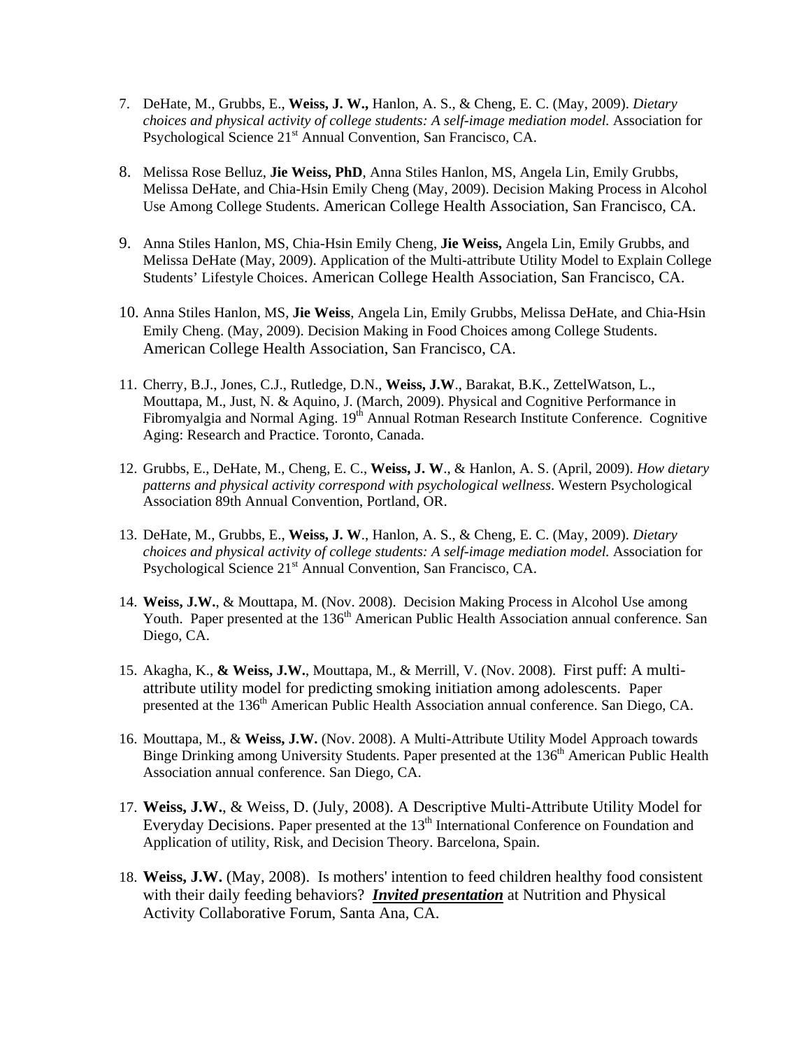7. DeHate, M., Grubbs, E., **Weiss, J. W.,** Hanlon, A. S., & Cheng, E. C. (May, 2009). *Dietary choices and physical activity of college students: A self-image mediation model.* Association for Psychological Science 21st Annual Convention, San Francisco, CA.

8. Melissa Rose Belluz, **Jie Weiss, PhD**, Anna Stiles Hanlon, MS, Angela Lin, Emily Grubbs, Melissa DeHate, and Chia-Hsin Emily Cheng (May, 2009). Decision Making Process in Alcohol Use Among College Students. American College Health Association, San Francisco, CA.

9. Anna Stiles Hanlon, MS, Chia-Hsin Emily Cheng, **Jie Weiss,** Angela Lin, Emily Grubbs, and Melissa DeHate (May, 2009). Application of the Multi-attribute Utility Model to Explain College Students' Lifestyle Choices. American College Health Association, San Francisco, CA.

10. Anna Stiles Hanlon, MS, **Jie Weiss**, Angela Lin, Emily Grubbs, Melissa DeHate, and Chia-Hsin Emily Cheng. (May, 2009). Decision Making in Food Choices among College Students. American College Health Association, San Francisco, CA.

11. Cherry, B.J., Jones, C.J., Rutledge, D.N., **Weiss, J.W**., Barakat, B.K., ZettelWatson, L., Mouttapa, M., Just, N. & Aquino, J. (March, 2009). Physical and Cognitive Performance in Fibromyalgia and Normal Aging. 19th Annual Rotman Research Institute Conference. Cognitive Aging: Research and Practice. Toronto, Canada.

12. Grubbs, E., DeHate, M., Cheng, E. C., **Weiss, J. W**., & Hanlon, A. S. (April, 2009). *How dietary patterns and physical activity correspond with psychological wellness*. Western Psychological Association 89th Annual Convention, Portland, OR.

13. DeHate, M., Grubbs, E., **Weiss, J. W**., Hanlon, A. S., & Cheng, E. C. (May, 2009). *Dietary choices and physical activity of college students: A self-image mediation model.* Association for Psychological Science 21st Annual Convention, San Francisco, CA.

14. **Weiss, J.W.**, & Mouttapa, M. (Nov. 2008). Decision Making Process in Alcohol Use among Youth. Paper presented at the 136th American Public Health Association annual conference. San Diego, CA.

15. Akagha, K., **& Weiss, J.W.**, Mouttapa, M., & Merrill, V. (Nov. 2008). First puff: A multi-attribute utility model for predicting smoking initiation among adolescents. Paper presented at the 136th American Public Health Association annual conference. San Diego, CA.

16. Mouttapa, M., & **Weiss, J.W.** (Nov. 2008). A Multi-Attribute Utility Model Approach towards Binge Drinking among University Students. Paper presented at the 136th American Public Health Association annual conference. San Diego, CA.

17. **Weiss, J.W.**, & Weiss, D. (July, 2008). A Descriptive Multi-Attribute Utility Model for Everyday Decisions. Paper presented at the 13th International Conference on Foundation and Application of utility, Risk, and Decision Theory. Barcelona, Spain.

18. **Weiss, J.W.** (May, 2008). Is mothers' intention to feed children healthy food consistent with their daily feeding behaviors? ***Invited presentation*** at Nutrition and Physical Activity Collaborative Forum, Santa Ana, CA.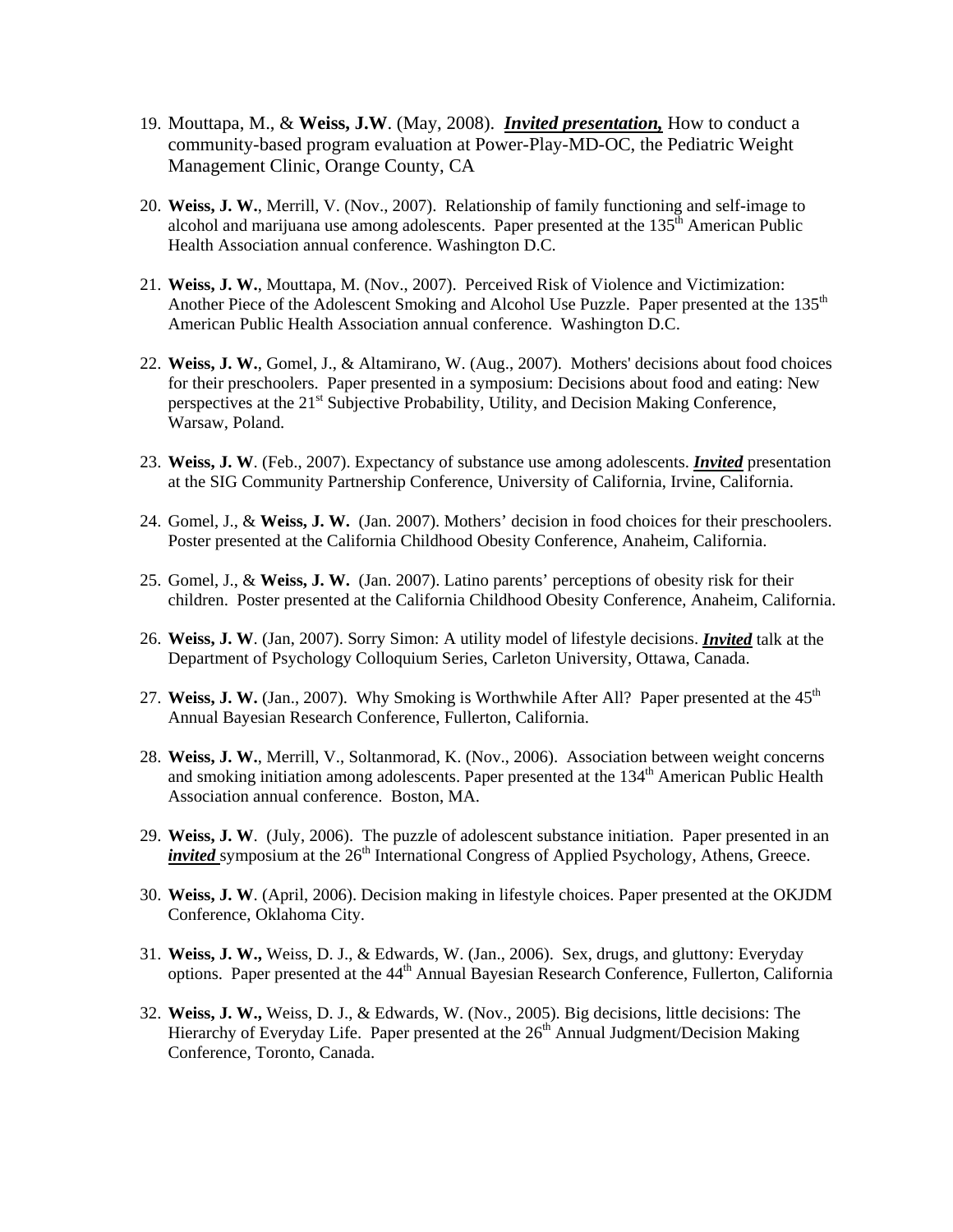19. Mouttapa, M., & **Weiss, J.W**. (May, 2008). ***Invited presentation,*** How to conduct a community-based program evaluation at Power-Play-MD-OC, the Pediatric Weight Management Clinic, Orange County, CA

20. **Weiss, J. W.**, Merrill, V. (Nov., 2007). Relationship of family functioning and self-image to alcohol and marijuana use among adolescents. Paper presented at the 135th American Public Health Association annual conference. Washington D.C.

21. **Weiss, J. W.**, Mouttapa, M. (Nov., 2007). Perceived Risk of Violence and Victimization: Another Piece of the Adolescent Smoking and Alcohol Use Puzzle. Paper presented at the 135th American Public Health Association annual conference. Washington D.C.

22. **Weiss, J. W.**, Gomel, J., & Altamirano, W. (Aug., 2007). Mothers' decisions about food choices for their preschoolers. Paper presented in a symposium: Decisions about food and eating: New perspectives at the 21st Subjective Probability, Utility, and Decision Making Conference, Warsaw, Poland.

23. **Weiss, J. W**. (Feb., 2007). Expectancy of substance use among adolescents. ***Invited*** presentation at the SIG Community Partnership Conference, University of California, Irvine, California.

24. Gomel, J., & **Weiss, J. W.** (Jan. 2007). Mothers' decision in food choices for their preschoolers. Poster presented at the California Childhood Obesity Conference, Anaheim, California.

25. Gomel, J., & **Weiss, J. W.** (Jan. 2007). Latino parents' perceptions of obesity risk for their children. Poster presented at the California Childhood Obesity Conference, Anaheim, California.

26. **Weiss, J. W**. (Jan, 2007). Sorry Simon: A utility model of lifestyle decisions. ***Invited*** talk at the Department of Psychology Colloquium Series, Carleton University, Ottawa, Canada.

27. **Weiss, J. W.** (Jan., 2007). Why Smoking is Worthwhile After All? Paper presented at the 45th Annual Bayesian Research Conference, Fullerton, California.

28. **Weiss, J. W.**, Merrill, V., Soltanmorad, K. (Nov., 2006). Association between weight concerns and smoking initiation among adolescents. Paper presented at the 134th American Public Health Association annual conference. Boston, MA.

29. **Weiss, J. W**. (July, 2006). The puzzle of adolescent substance initiation. Paper presented in an ***invited*** symposium at the 26th International Congress of Applied Psychology, Athens, Greece.

30. **Weiss, J. W**. (April, 2006). Decision making in lifestyle choices. Paper presented at the OKJDM Conference, Oklahoma City.

31. **Weiss, J. W.,** Weiss, D. J., & Edwards, W. (Jan., 2006). Sex, drugs, and gluttony: Everyday options. Paper presented at the 44th Annual Bayesian Research Conference, Fullerton, California

32. **Weiss, J. W.,** Weiss, D. J., & Edwards, W. (Nov., 2005). Big decisions, little decisions: The Hierarchy of Everyday Life. Paper presented at the 26th Annual Judgment/Decision Making Conference, Toronto, Canada.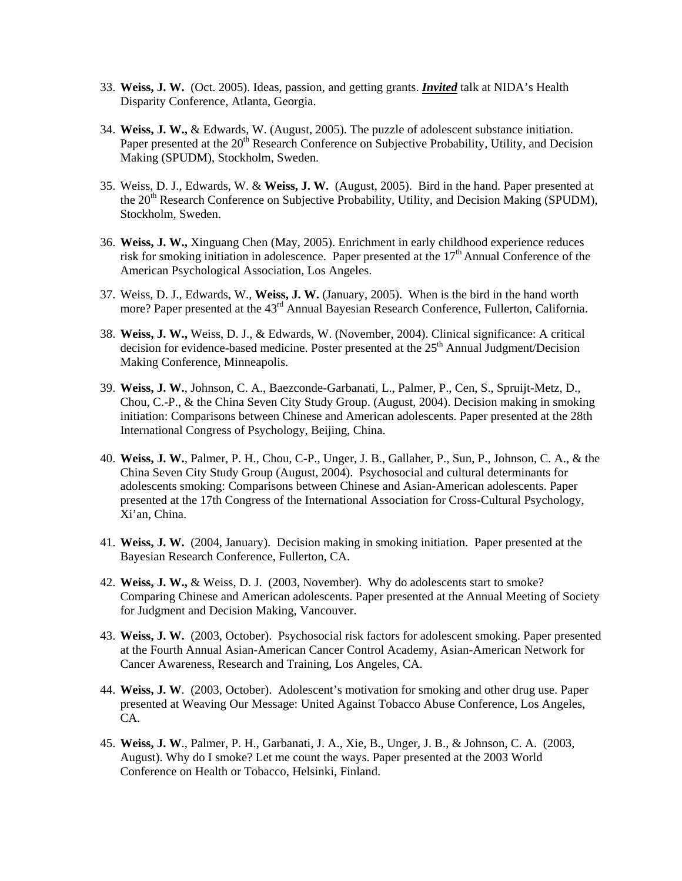33. **Weiss, J. W.** (Oct. 2005). Ideas, passion, and getting grants. ***Invited*** talk at NIDA's Health Disparity Conference, Atlanta, Georgia.

34. **Weiss, J. W.,** & Edwards, W. (August, 2005). The puzzle of adolescent substance initiation. Paper presented at the 20th Research Conference on Subjective Probability, Utility, and Decision Making (SPUDM), Stockholm, Sweden.

35. Weiss, D. J., Edwards, W. & **Weiss, J. W.** (August, 2005). Bird in the hand. Paper presented at the 20th Research Conference on Subjective Probability, Utility, and Decision Making (SPUDM), Stockholm, Sweden.

36. **Weiss, J. W.,** Xinguang Chen (May, 2005). Enrichment in early childhood experience reduces risk for smoking initiation in adolescence. Paper presented at the 17th Annual Conference of the American Psychological Association, Los Angeles.

37. Weiss, D. J., Edwards, W., **Weiss, J. W.** (January, 2005). When is the bird in the hand worth more? Paper presented at the 43rd Annual Bayesian Research Conference, Fullerton, California.

38. **Weiss, J. W.,** Weiss, D. J., & Edwards, W. (November, 2004). Clinical significance: A critical decision for evidence-based medicine. Poster presented at the 25th Annual Judgment/Decision Making Conference, Minneapolis.

39. **Weiss, J. W.**, Johnson, C. A., Baezconde-Garbanati, L., Palmer, P., Cen, S., Spruijt-Metz, D., Chou, C.-P., & the China Seven City Study Group. (August, 2004). Decision making in smoking initiation: Comparisons between Chinese and American adolescents. Paper presented at the 28th International Congress of Psychology, Beijing, China.

40. **Weiss, J. W.**, Palmer, P. H., Chou, C-P., Unger, J. B., Gallaher, P., Sun, P., Johnson, C. A., & the China Seven City Study Group (August, 2004). Psychosocial and cultural determinants for adolescents smoking: Comparisons between Chinese and Asian-American adolescents. Paper presented at the 17th Congress of the International Association for Cross-Cultural Psychology, Xi'an, China.

41. **Weiss, J. W.** (2004, January). Decision making in smoking initiation. Paper presented at the Bayesian Research Conference, Fullerton, CA.

42. **Weiss, J. W.,** & Weiss, D. J. (2003, November). Why do adolescents start to smoke? Comparing Chinese and American adolescents. Paper presented at the Annual Meeting of Society for Judgment and Decision Making, Vancouver.

43. **Weiss, J. W.** (2003, October). Psychosocial risk factors for adolescent smoking. Paper presented at the Fourth Annual Asian-American Cancer Control Academy, Asian-American Network for Cancer Awareness, Research and Training, Los Angeles, CA.

44. **Weiss, J. W**. (2003, October). Adolescent's motivation for smoking and other drug use. Paper presented at Weaving Our Message: United Against Tobacco Abuse Conference, Los Angeles, CA.

45. **Weiss, J. W**., Palmer, P. H., Garbanati, J. A., Xie, B., Unger, J. B., & Johnson, C. A. (2003, August). Why do I smoke? Let me count the ways. Paper presented at the 2003 World Conference on Health or Tobacco, Helsinki, Finland.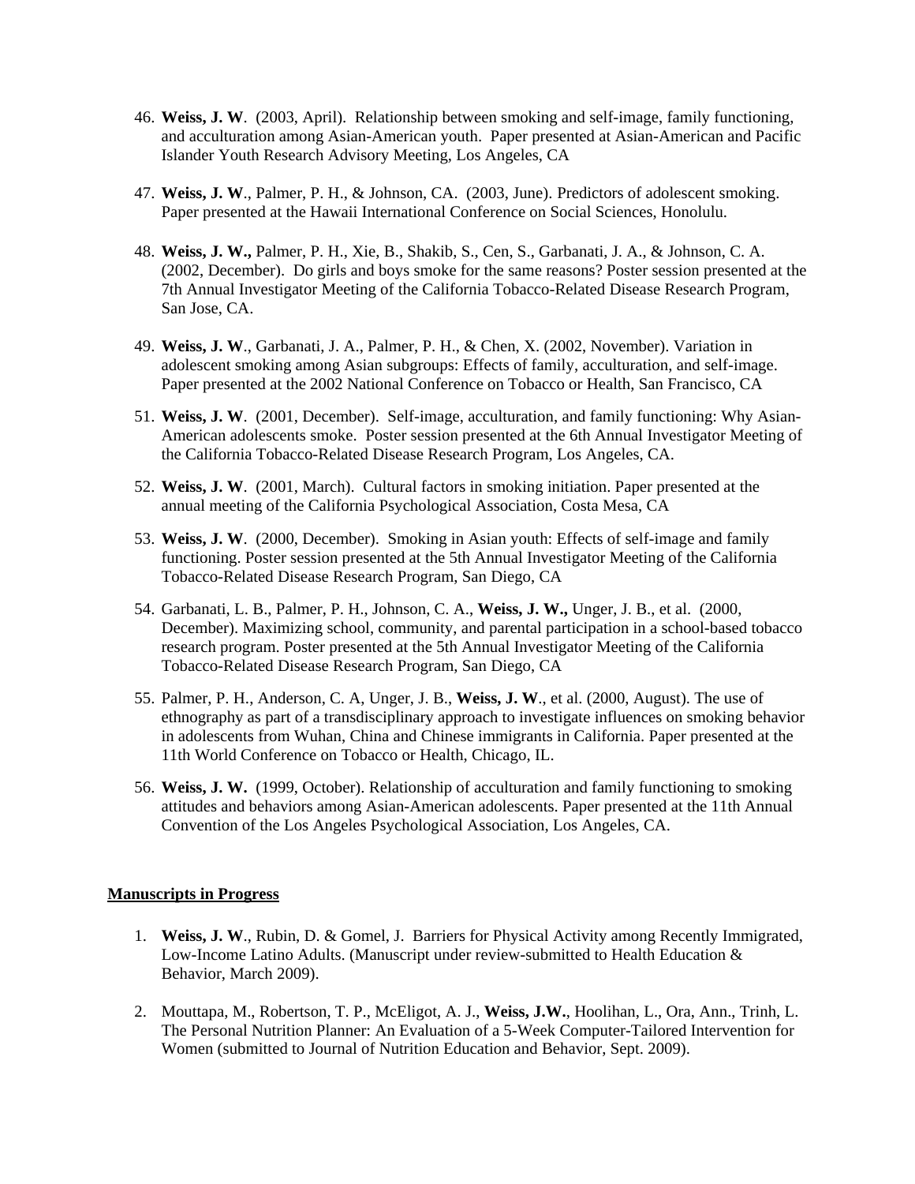46. **Weiss, J. W**. (2003, April). Relationship between smoking and self-image, family functioning, and acculturation among Asian-American youth. Paper presented at Asian-American and Pacific Islander Youth Research Advisory Meeting, Los Angeles, CA

47. **Weiss, J. W**., Palmer, P. H., & Johnson, CA. (2003, June). Predictors of adolescent smoking. Paper presented at the Hawaii International Conference on Social Sciences, Honolulu.

48. **Weiss, J. W.,** Palmer, P. H., Xie, B., Shakib, S., Cen, S., Garbanati, J. A., & Johnson, C. A. (2002, December). Do girls and boys smoke for the same reasons? Poster session presented at the 7th Annual Investigator Meeting of the California Tobacco-Related Disease Research Program, San Jose, CA.

49. **Weiss, J. W**., Garbanati, J. A., Palmer, P. H., & Chen, X. (2002, November). Variation in adolescent smoking among Asian subgroups: Effects of family, acculturation, and self-image. Paper presented at the 2002 National Conference on Tobacco or Health, San Francisco, CA

50. **Weiss, J. W**. (2001, December). Self-image, acculturation, and family functioning: Why Asian-American adolescents smoke. Poster session presented at the 6th Annual Investigator Meeting of the California Tobacco-Related Disease Research Program, Los Angeles, CA.

51. **Weiss, J. W**. (2001, March). Cultural factors in smoking initiation. Paper presented at the annual meeting of the California Psychological Association, Costa Mesa, CA

52. **Weiss, J. W**. (2000, December). Smoking in Asian youth: Effects of self-image and family functioning. Poster session presented at the 5th Annual Investigator Meeting of the California Tobacco-Related Disease Research Program, San Diego, CA

53. Garbanati, L. B., Palmer, P. H., Johnson, C. A., **Weiss, J. W.,** Unger, J. B., et al. (2000, December). Maximizing school, community, and parental participation in a school-based tobacco research program. Poster presented at the 5th Annual Investigator Meeting of the California Tobacco-Related Disease Research Program, San Diego, CA

54. Palmer, P. H., Anderson, C. A, Unger, J. B., **Weiss, J. W**., et al. (2000, August). The use of ethnography as part of a transdisciplinary approach to investigate influences on smoking behavior in adolescents from Wuhan, China and Chinese immigrants in California. Paper presented at the 11th World Conference on Tobacco or Health, Chicago, IL.

55. **Weiss, J. W.** (1999, October). Relationship of acculturation and family functioning to smoking attitudes and behaviors among Asian-American adolescents. Paper presented at the 11th Annual Convention of the Los Angeles Psychological Association, Los Angeles, CA.

**Manuscripts in Progress**

1. **Weiss, J. W**., Rubin, D. & Gomel, J. Barriers for Physical Activity among Recently Immigrated, Low-Income Latino Adults. (Manuscript under review-submitted to Health Education & Behavior, March 2009).

2. Mouttapa, M., Robertson, T. P., McEligot, A. J., **Weiss, J.W.**, Hoolihan, L., Ora, Ann., Trinh, L. The Personal Nutrition Planner: An Evaluation of a 5-Week Computer-Tailored Intervention for Women (submitted to Journal of Nutrition Education and Behavior, Sept. 2009).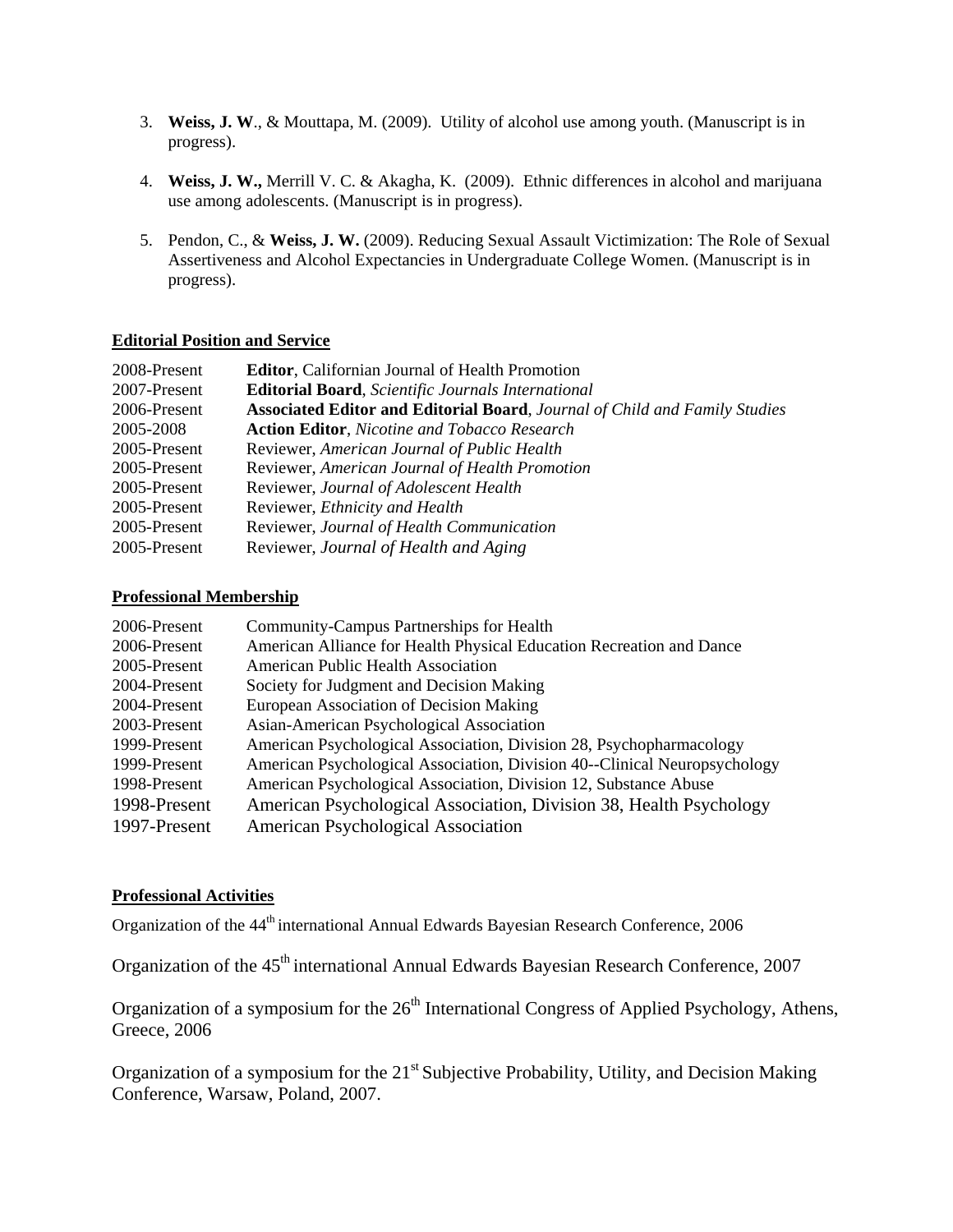3. **Weiss, J. W**., & Mouttapa, M. (2009). Utility of alcohol use among youth. (Manuscript is in progress).

4. **Weiss, J. W.,** Merrill V. C. & Akagha, K. (2009). Ethnic differences in alcohol and marijuana use among adolescents. (Manuscript is in progress).

5. Pendon, C., & **Weiss, J. W.** (2009). Reducing Sexual Assault Victimization: The Role of Sexual Assertiveness and Alcohol Expectancies in Undergraduate College Women. (Manuscript is in progress).

**Editorial Position and Service**

| | |
|---|---|
| 2008-Present | **Editor**, Californian Journal of Health Promotion |
| 2007-Present | **Editorial Board**, *Scientific Journals International* |
| 2006-Present | **Associated Editor and Editorial Board**, *Journal of Child and Family Studies* |
| 2005-2008 | **Action Editor**, *Nicotine and Tobacco Research* |
| 2005-Present | Reviewer, *American Journal of Public Health* |
| 2005-Present | Reviewer, *American Journal of Health Promotion* |
| 2005-Present | Reviewer, *Journal of Adolescent Health* |
| 2005-Present | Reviewer, *Ethnicity and Health* |
| 2005-Present | Reviewer, *Journal of Health Communication* |
| 2005-Present | Reviewer, *Journal of Health and Aging* |

**Professional Membership**

| | |
|---|---|
| 2006-Present | Community-Campus Partnerships for Health |
| 2006-Present | American Alliance for Health Physical Education Recreation and Dance |
| 2005-Present | American Public Health Association |
| 2004-Present | Society for Judgment and Decision Making |
| 2004-Present | European Association of Decision Making |
| 2003-Present | Asian-American Psychological Association |
| 1999-Present | American Psychological Association, Division 28, Psychopharmacology |
| 1999-Present | American Psychological Association, Division 40--Clinical Neuropsychology |
| 1998-Present | American Psychological Association, Division 12, Substance Abuse |
| 1998-Present | American Psychological Association, Division 38, Health Psychology |
| 1997-Present | American Psychological Association |

**Professional Activities**

Organization of the 44th international Annual Edwards Bayesian Research Conference, 2006

Organization of the 45th international Annual Edwards Bayesian Research Conference, 2007

Organization of a symposium for the 26th International Congress of Applied Psychology, Athens, Greece, 2006

Organization of a symposium for the 21st Subjective Probability, Utility, and Decision Making Conference, Warsaw, Poland, 2007.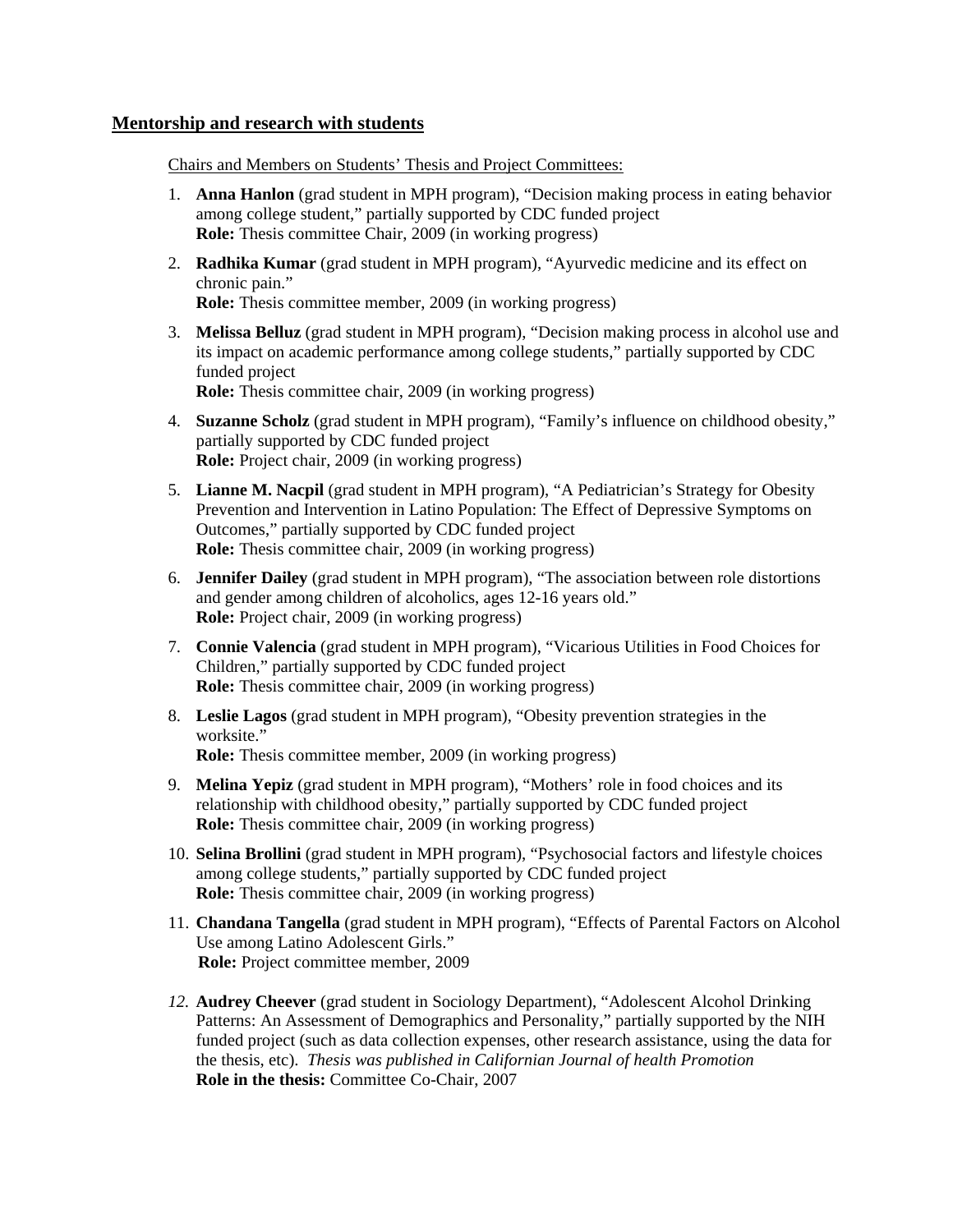## Mentorship and research with students

Chairs and Members on Students' Thesis and Project Committees:

1. **Anna Hanlon** (grad student in MPH program), "Decision making process in eating behavior among college student," partially supported by CDC funded project
   **Role:** Thesis committee Chair, 2009 (in working progress)

2. **Radhika Kumar** (grad student in MPH program), "Ayurvedic medicine and its effect on chronic pain."
   **Role:** Thesis committee member, 2009 (in working progress)

3. **Melissa Belluz** (grad student in MPH program), "Decision making process in alcohol use and its impact on academic performance among college students," partially supported by CDC funded project
   **Role:** Thesis committee chair, 2009 (in working progress)

4. **Suzanne Scholz** (grad student in MPH program), "Family's influence on childhood obesity," partially supported by CDC funded project
   **Role:** Project chair, 2009 (in working progress)

5. **Lianne M. Nacpil** (grad student in MPH program), "A Pediatrician's Strategy for Obesity Prevention and Intervention in Latino Population: The Effect of Depressive Symptoms on Outcomes," partially supported by CDC funded project
   **Role:** Thesis committee chair, 2009 (in working progress)

6. **Jennifer Dailey** (grad student in MPH program), "The association between role distortions and gender among children of alcoholics, ages 12-16 years old."
   **Role:** Project chair, 2009 (in working progress)

7. **Connie Valencia** (grad student in MPH program), "Vicarious Utilities in Food Choices for Children," partially supported by CDC funded project
   **Role:** Thesis committee chair, 2009 (in working progress)

8. **Leslie Lagos** (grad student in MPH program), "Obesity prevention strategies in the worksite."
   **Role:** Thesis committee member, 2009 (in working progress)

9. **Melina Yepiz** (grad student in MPH program), "Mothers' role in food choices and its relationship with childhood obesity," partially supported by CDC funded project
   **Role:** Thesis committee chair, 2009 (in working progress)

10. **Selina Brollini** (grad student in MPH program), "Psychosocial factors and lifestyle choices among college students," partially supported by CDC funded project
    **Role:** Thesis committee chair, 2009 (in working progress)

11. **Chandana Tangella** (grad student in MPH program), "Effects of Parental Factors on Alcohol Use among Latino Adolescent Girls."
    **Role:** Project committee member, 2009

12. **Audrey Cheever** (grad student in Sociology Department), "Adolescent Alcohol Drinking Patterns: An Assessment of Demographics and Personality," partially supported by the NIH funded project (such as data collection expenses, other research assistance, using the data for the thesis, etc). *Thesis was published in Californian Journal of health Promotion*
    **Role in the thesis:** Committee Co-Chair, 2007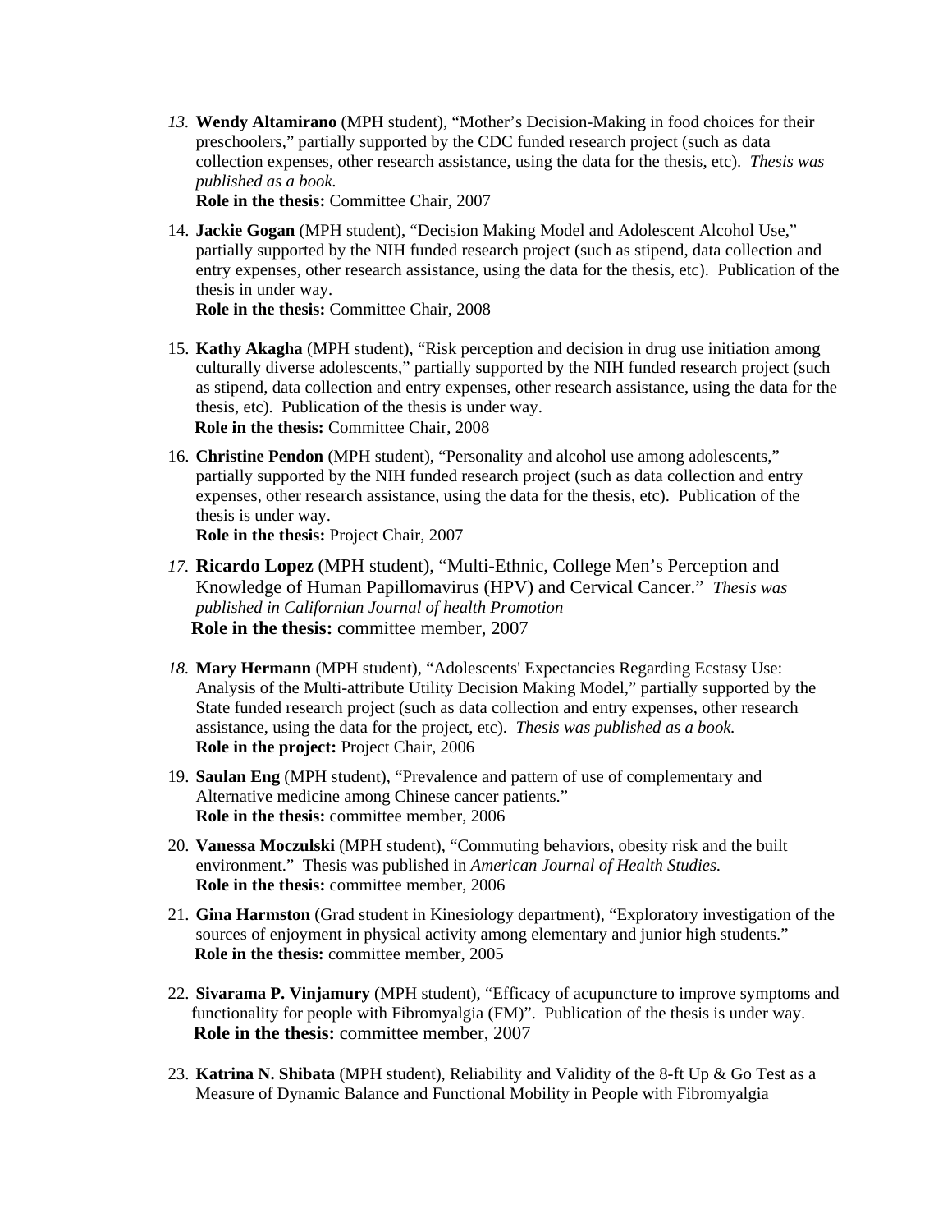13. **Wendy Altamirano** (MPH student), "Mother's Decision-Making in food choices for their preschoolers," partially supported by the CDC funded research project (such as data collection expenses, other research assistance, using the data for the thesis, etc). *Thesis was published as a book.*
    **Role in the thesis:** Committee Chair, 2007

14. **Jackie Gogan** (MPH student), "Decision Making Model and Adolescent Alcohol Use," partially supported by the NIH funded research project (such as stipend, data collection and entry expenses, other research assistance, using the data for the thesis, etc). Publication of the thesis in under way.
    **Role in the thesis:** Committee Chair, 2008

15. **Kathy Akagha** (MPH student), "Risk perception and decision in drug use initiation among culturally diverse adolescents," partially supported by the NIH funded research project (such as stipend, data collection and entry expenses, other research assistance, using the data for the thesis, etc). Publication of the thesis is under way.
    **Role in the thesis:** Committee Chair, 2008

16. **Christine Pendon** (MPH student), "Personality and alcohol use among adolescents," partially supported by the NIH funded research project (such as data collection and entry expenses, other research assistance, using the data for the thesis, etc). Publication of the thesis is under way.
    **Role in the thesis:** Project Chair, 2007

17. **Ricardo Lopez** (MPH student), "Multi-Ethnic, College Men's Perception and Knowledge of Human Papillomavirus (HPV) and Cervical Cancer." *Thesis was published in Californian Journal of health Promotion*
    **Role in the thesis:** committee member, 2007

18. **Mary Hermann** (MPH student), "Adolescents' Expectancies Regarding Ecstasy Use: Analysis of the Multi-attribute Utility Decision Making Model," partially supported by the State funded research project (such as data collection and entry expenses, other research assistance, using the data for the project, etc). *Thesis was published as a book.*
    **Role in the project:** Project Chair, 2006

19. **Saulan Eng** (MPH student), "Prevalence and pattern of use of complementary and Alternative medicine among Chinese cancer patients."
    **Role in the thesis:** committee member, 2006

20. **Vanessa Moczulski** (MPH student), "Commuting behaviors, obesity risk and the built environment." Thesis was published in *American Journal of Health Studies.*
    **Role in the thesis:** committee member, 2006

21. **Gina Harmston** (Grad student in Kinesiology department), "Exploratory investigation of the sources of enjoyment in physical activity among elementary and junior high students."
    **Role in the thesis:** committee member, 2005

22. **Sivarama P. Vinjamury** (MPH student), "Efficacy of acupuncture to improve symptoms and functionality for people with Fibromyalgia (FM)". Publication of the thesis is under way.
    **Role in the thesis:** committee member, 2007

23. **Katrina N. Shibata** (MPH student), Reliability and Validity of the 8-ft Up & Go Test as a Measure of Dynamic Balance and Functional Mobility in People with Fibromyalgia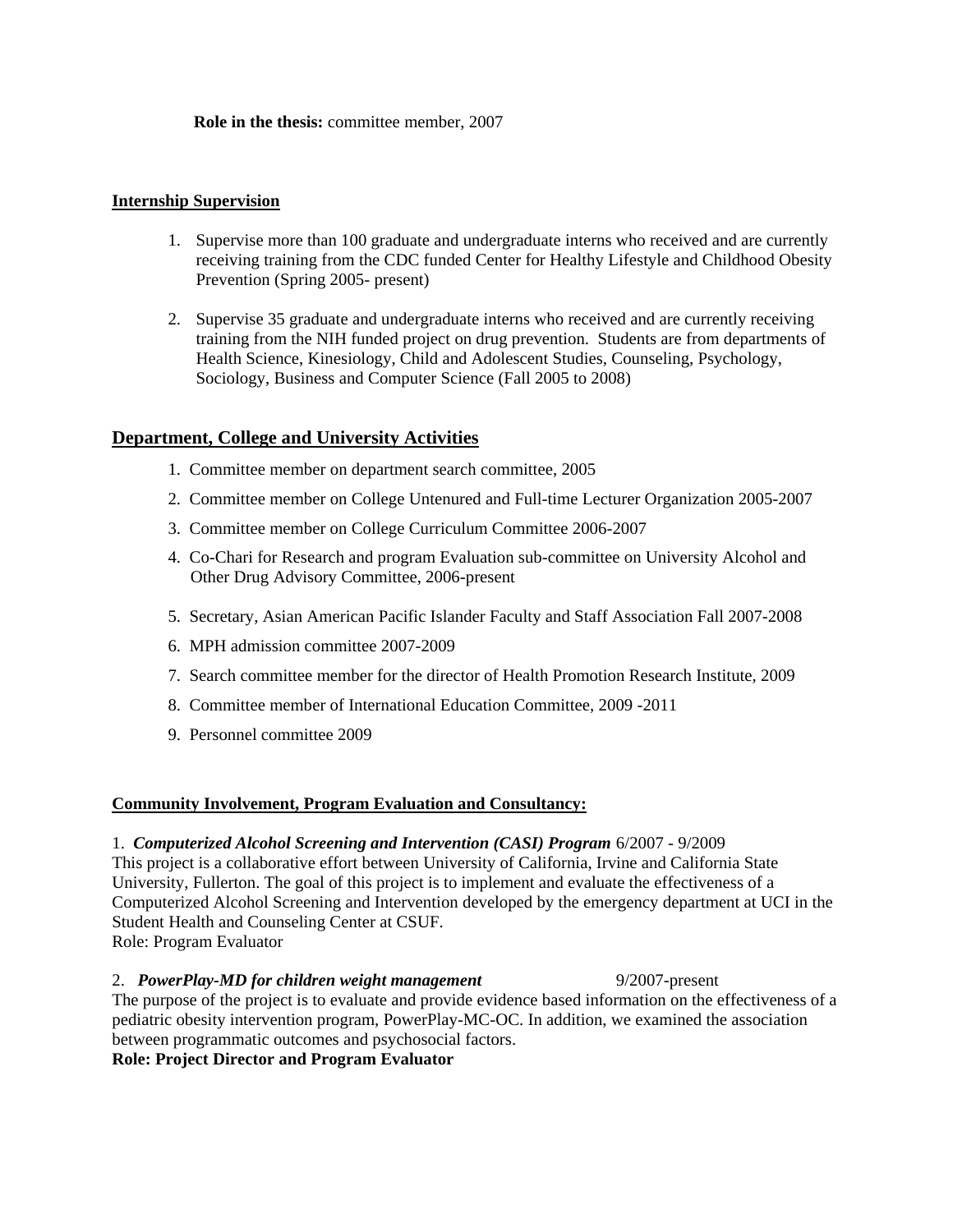**Role in the thesis:** committee member, 2007

## Internship Supervision

1. Supervise more than 100 graduate and undergraduate interns who received and are currently receiving training from the CDC funded Center for Healthy Lifestyle and Childhood Obesity Prevention (Spring 2005- present)

2. Supervise 35 graduate and undergraduate interns who received and are currently receiving training from the NIH funded project on drug prevention. Students are from departments of Health Science, Kinesiology, Child and Adolescent Studies, Counseling, Psychology, Sociology, Business and Computer Science (Fall 2005 to 2008)

## Department, College and University Activities

1. Committee member on department search committee, 2005
2. Committee member on College Untenured and Full-time Lecturer Organization 2005-2007
3. Committee member on College Curriculum Committee 2006-2007
4. Co-Chari for Research and program Evaluation sub-committee on University Alcohol and Other Drug Advisory Committee, 2006-present
5. Secretary, Asian American Pacific Islander Faculty and Staff Association Fall 2007-2008
6. MPH admission committee 2007-2009
7. Search committee member for the director of Health Promotion Research Institute, 2009
8. Committee member of International Education Committee, 2009 -2011
9. Personnel committee 2009

## Community Involvement, Program Evaluation and Consultancy:

1. ***Computerized Alcohol Screening and Intervention (CASI) Program*** 6/2007 - 9/2009
This project is a collaborative effort between University of California, Irvine and California State University, Fullerton. The goal of this project is to implement and evaluate the effectiveness of a Computerized Alcohol Screening and Intervention developed by the emergency department at UCI in the Student Health and Counseling Center at CSUF.
Role: Program Evaluator

2. ***PowerPlay-MD for children weight management*** 9/2007-present
The purpose of the project is to evaluate and provide evidence based information on the effectiveness of a pediatric obesity intervention program, PowerPlay-MC-OC. In addition, we examined the association between programmatic outcomes and psychosocial factors.
**Role: Project Director and Program Evaluator**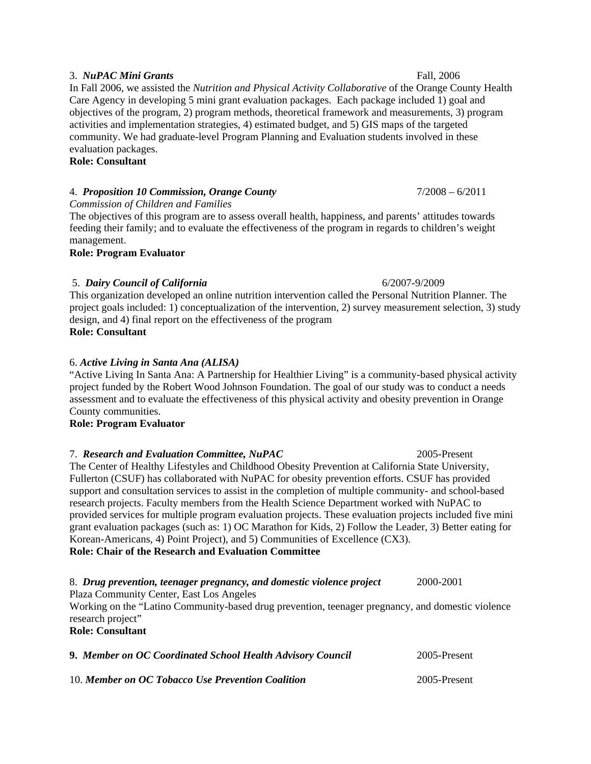3. ***NuPAC Mini Grants*** Fall, 2006

In Fall 2006, we assisted the *Nutrition and Physical Activity Collaborative* of the Orange County Health Care Agency in developing 5 mini grant evaluation packages. Each package included 1) goal and objectives of the program, 2) program methods, theoretical framework and measurements, 3) program activities and implementation strategies, 4) estimated budget, and 5) GIS maps of the targeted community. We had graduate-level Program Planning and Evaluation students involved in these evaluation packages.

**Role: Consultant**

4. ***Proposition 10 Commission, Orange County*** 7/2008 – 6/2011

*Commission of Children and Families*

The objectives of this program are to assess overall health, happiness, and parents' attitudes towards feeding their family; and to evaluate the effectiveness of the program in regards to children's weight management.

**Role: Program Evaluator**

5. ***Dairy Council of California*** 6/2007-9/2009

This organization developed an online nutrition intervention called the Personal Nutrition Planner. The project goals included: 1) conceptualization of the intervention, 2) survey measurement selection, 3) study design, and 4) final report on the effectiveness of the program

**Role: Consultant**

6. ***Active Living in Santa Ana (ALISA)***

"Active Living In Santa Ana: A Partnership for Healthier Living" is a community-based physical activity project funded by the Robert Wood Johnson Foundation. The goal of our study was to conduct a needs assessment and to evaluate the effectiveness of this physical activity and obesity prevention in Orange County communities.

**Role: Program Evaluator**

7. ***Research and Evaluation Committee, NuPAC*** 2005-Present

The Center of Healthy Lifestyles and Childhood Obesity Prevention at California State University, Fullerton (CSUF) has collaborated with NuPAC for obesity prevention efforts. CSUF has provided support and consultation services to assist in the completion of multiple community- and school-based research projects. Faculty members from the Health Science Department worked with NuPAC to provided services for multiple program evaluation projects. These evaluation projects included five mini grant evaluation packages (such as: 1) OC Marathon for Kids, 2) Follow the Leader, 3) Better eating for Korean-Americans, 4) Point Project), and 5) Communities of Excellence (CX3).

**Role: Chair of the Research and Evaluation Committee**

8. ***Drug prevention, teenager pregnancy, and domestic violence project*** 2000-2001

Plaza Community Center, East Los Angeles

Working on the "Latino Community-based drug prevention, teenager pregnancy, and domestic violence research project"

**Role: Consultant**

**9. *Member on OC Coordinated School Health Advisory Council*** 2005-Present

10. ***Member on OC Tobacco Use Prevention Coalition*** 2005-Present